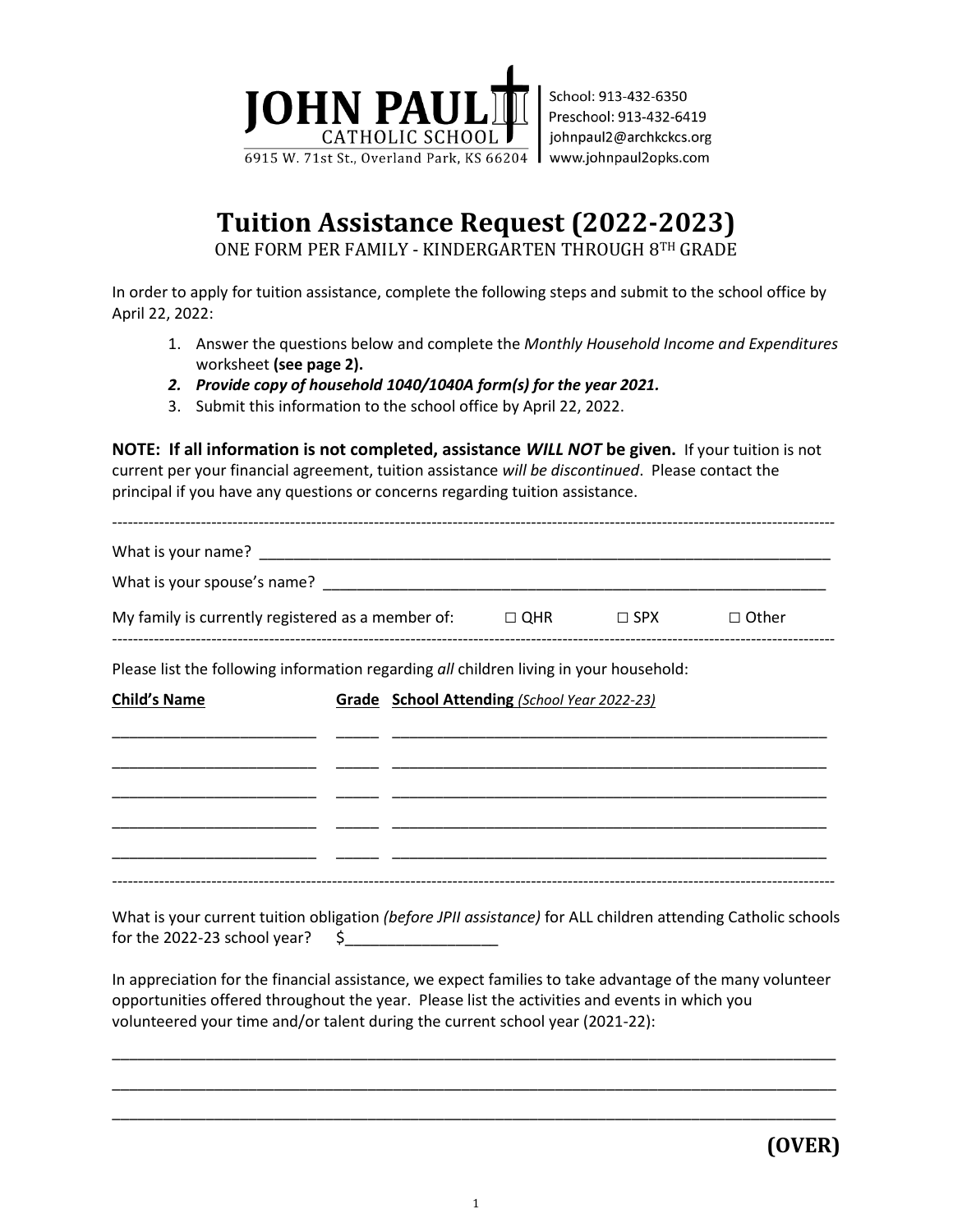**JOHN PAUL II**
CATHOLIC SCHOOL
6915 W. 71st St., Overland Park, KS 66204

School: 913-432-6350
Preschool: 913-432-6419
johnpaul2@archkckcs.org
www.johnpaul2opks.com

# Tuition Assistance Request (2022-2023)

ONE FORM PER FAMILY - KINDERGARTEN THROUGH 8TH GRADE

In order to apply for tuition assistance, complete the following steps and submit to the school office by April 22, 2022:

1. Answer the questions below and complete the *Monthly Household Income and Expenditures* worksheet **(see page 2).**
2. ***Provide copy of household 1040/1040A form(s) for the year 2021.***
3. Submit this information to the school office by April 22, 2022.

**NOTE: If all information is not completed, assistance *WILL NOT* be given.** If your tuition is not current per your financial agreement, tuition assistance *will be discontinued*. Please contact the principal if you have any questions or concerns regarding tuition assistance.

---

What is your name? ______________________________________________________________________

What is your spouse's name? ______________________________________________________________

My family is currently registered as a member of: ☐ QHR ☐ SPX ☐ Other

---

Please list the following information regarding *all* children living in your household:

| Child's Name | Grade | School Attending *(School Year 2022-23)* |
|---|---|---|
| | | |
| | | |
| | | |
| | | |
| | | |

---

What is your current tuition obligation *(before JPII assistance)* for ALL children attending Catholic schools for the 2022-23 school year? $_________________

In appreciation for the financial assistance, we expect families to take advantage of the many volunteer opportunities offered throughout the year. Please list the activities and events in which you volunteered your time and/or talent during the current school year (2021-22):

______________________________________________________________________________________

______________________________________________________________________________________

______________________________________________________________________________________

**(OVER)**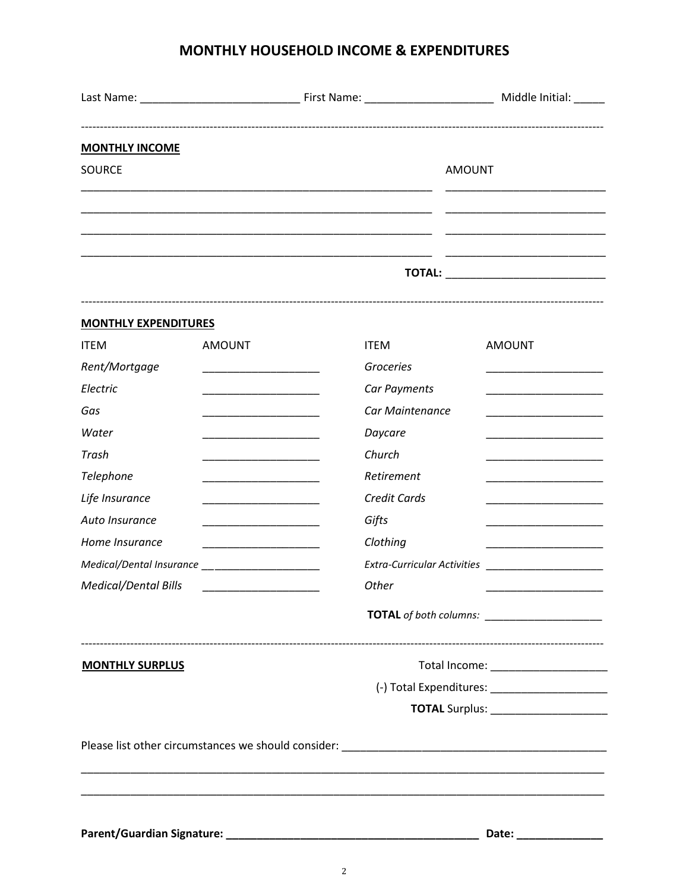# MONTHLY HOUSEHOLD INCOME & EXPENDITURES

Last Name: ___________________________ First Name: ______________________ Middle Initial: _____

---

**MONTHLY INCOME**

| SOURCE | AMOUNT |
|---|---|
| ______________________________________________ | ____________________ |
| ______________________________________________ | ____________________ |
| ______________________________________________ | ____________________ |
| ______________________________________________ | ____________________ |
| **TOTAL:** | ____________________ |

---

**MONTHLY EXPENDITURES**

| ITEM | AMOUNT | ITEM | AMOUNT |
|---|---|---|---|
| *Rent/Mortgage* | ____________ | *Groceries* | ____________ |
| *Electric* | ____________ | *Car Payments* | ____________ |
| *Gas* | ____________ | *Car Maintenance* | ____________ |
| *Water* | ____________ | *Daycare* | ____________ |
| *Trash* | ____________ | *Church* | ____________ |
| *Telephone* | ____________ | *Retirement* | ____________ |
| *Life Insurance* | ____________ | *Credit Cards* | ____________ |
| *Auto Insurance* | ____________ | *Gifts* | ____________ |
| *Home Insurance* | ____________ | *Clothing* | ____________ |
| *Medical/Dental Insurance* | ____________ | *Extra-Curricular Activities* | ____________ |
| *Medical/Dental Bills* | ____________ | *Other* | ____________ |
| | | **TOTAL** *of both columns:* | ____________ |

---

**MONTHLY SURPLUS**

Total Income: ____________________

(-) Total Expenditures: ____________________

**TOTAL** Surplus: ____________________

Please list other circumstances we should consider: ____________________________________________

__________________________________________________________________________________

__________________________________________________________________________________

**Parent/Guardian Signature: ______________________________________ Date: ______________**